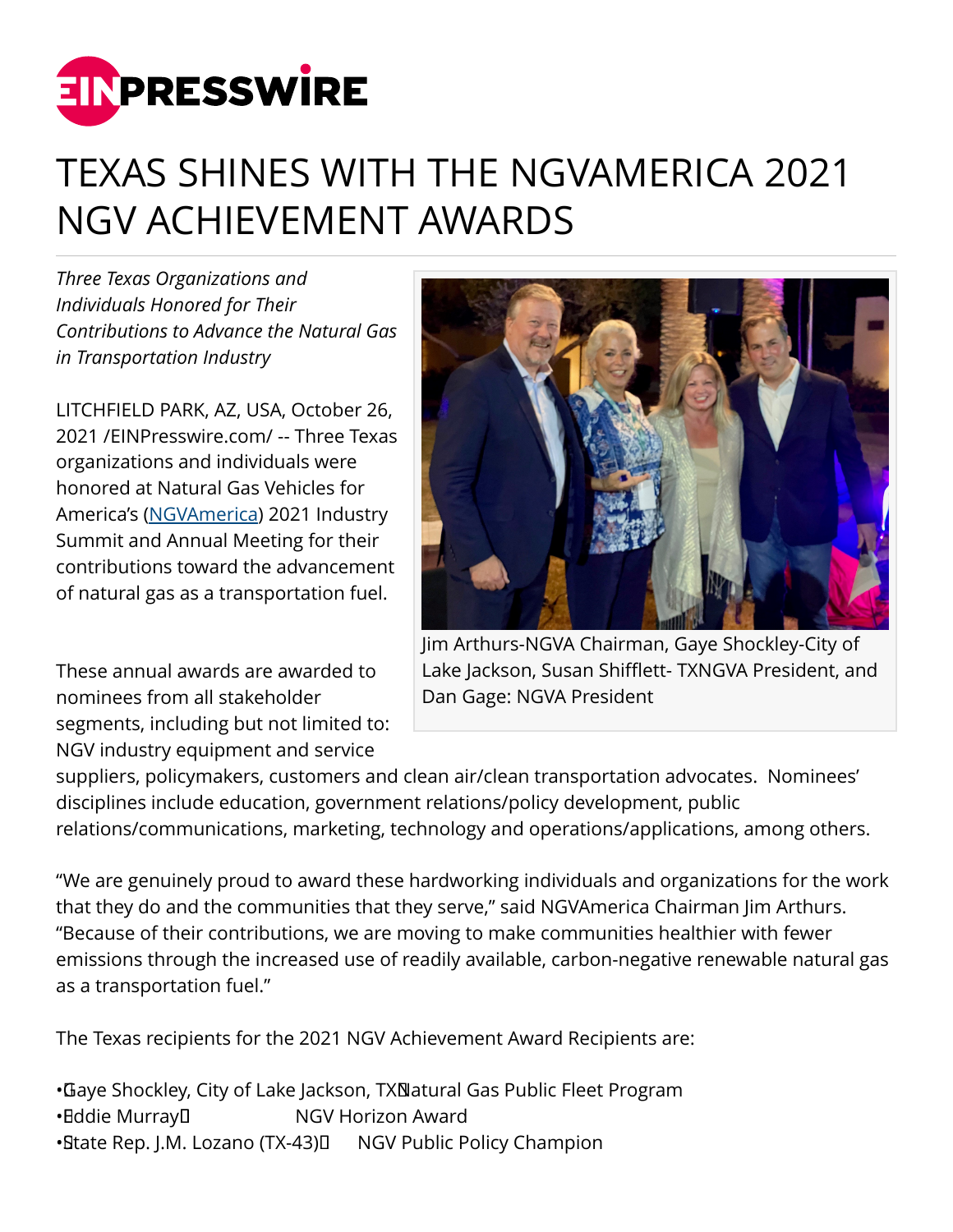# TEXAS SHINES WITH THE NGVAMERICA 2021 NGV ACHIEVEMENT AWARDS

*Three Texas Organizations and Individuals Honored for Their Contributions to Advance the Natural Gas in Transportation Industry*

Jim Arthurs-NGVA Chairman, Gaye Shockley-City of Lake Jackson, Susan Shifflett- TXNGVA President, and Dan Gage: NGVA President

LITCHFIELD PARK, AZ, USA, October 26, 2021 /EINPresswire.com/ -- Three Texas organizations and individuals were honored at Natural Gas Vehicles for America's (NGVAmerica) 2021 Industry Summit and Annual Meeting for their contributions toward the advancement of natural gas as a transportation fuel.

These annual awards are awarded to nominees from all stakeholder segments, including but not limited to: NGV industry equipment and service suppliers, policymakers, customers and clean air/clean transportation advocates. Nominees' disciplines include education, government relations/policy development, public relations/communications, marketing, technology and operations/applications, among others.

"We are genuinely proud to award these hardworking individuals and organizations for the work that they do and the communities that they serve," said NGVAmerica Chairman Jim Arthurs. "Because of their contributions, we are moving to make communities healthier with fewer emissions through the increased use of readily available, carbon-negative renewable natural gas as a transportation fuel."

The Texas recipients for the 2021 NGV Achievement Award Recipients are:

- Gaye Shockley, City of Lake Jackson, TX Natural Gas Public Fleet Program
- Eddie Murray NGV Horizon Award
- State Rep. J.M. Lozano (TX-43) NGV Public Policy Champion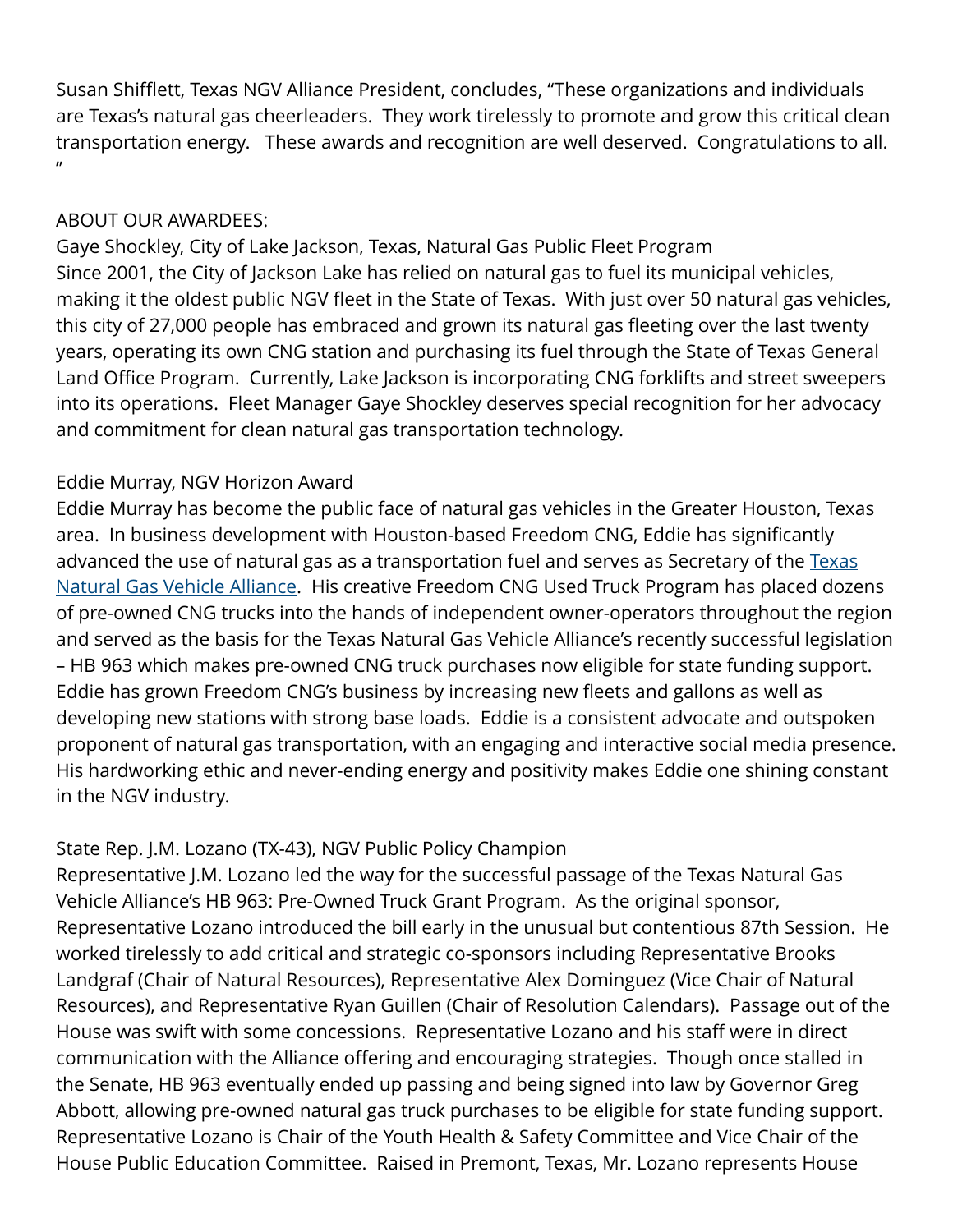Susan Shifflett, Texas NGV Alliance President, concludes, “These organizations and individuals are Texas’s natural gas cheerleaders. They work tirelessly to promote and grow this critical clean transportation energy. These awards and recognition are well deserved. Congratulations to all. ”

ABOUT OUR AWARDEES:

Gaye Shockley, City of Lake Jackson, Texas, Natural Gas Public Fleet Program

Since 2001, the City of Jackson Lake has relied on natural gas to fuel its municipal vehicles, making it the oldest public NGV fleet in the State of Texas. With just over 50 natural gas vehicles, this city of 27,000 people has embraced and grown its natural gas fleeting over the last twenty years, operating its own CNG station and purchasing its fuel through the State of Texas General Land Office Program. Currently, Lake Jackson is incorporating CNG forklifts and street sweepers into its operations. Fleet Manager Gaye Shockley deserves special recognition for her advocacy and commitment for clean natural gas transportation technology.

Eddie Murray, NGV Horizon Award

Eddie Murray has become the public face of natural gas vehicles in the Greater Houston, Texas area. In business development with Houston-based Freedom CNG, Eddie has significantly advanced the use of natural gas as a transportation fuel and serves as Secretary of the [Texas Natural Gas Vehicle Alliance](). His creative Freedom CNG Used Truck Program has placed dozens of pre-owned CNG trucks into the hands of independent owner-operators throughout the region and served as the basis for the Texas Natural Gas Vehicle Alliance’s recently successful legislation – HB 963 which makes pre-owned CNG truck purchases now eligible for state funding support. Eddie has grown Freedom CNG’s business by increasing new fleets and gallons as well as developing new stations with strong base loads. Eddie is a consistent advocate and outspoken proponent of natural gas transportation, with an engaging and interactive social media presence. His hardworking ethic and never-ending energy and positivity makes Eddie one shining constant in the NGV industry.

State Rep. J.M. Lozano (TX-43), NGV Public Policy Champion

Representative J.M. Lozano led the way for the successful passage of the Texas Natural Gas Vehicle Alliance’s HB 963: Pre-Owned Truck Grant Program. As the original sponsor, Representative Lozano introduced the bill early in the unusual but contentious 87th Session. He worked tirelessly to add critical and strategic co-sponsors including Representative Brooks Landgraf (Chair of Natural Resources), Representative Alex Dominguez (Vice Chair of Natural Resources), and Representative Ryan Guillen (Chair of Resolution Calendars). Passage out of the House was swift with some concessions. Representative Lozano and his staff were in direct communication with the Alliance offering and encouraging strategies. Though once stalled in the Senate, HB 963 eventually ended up passing and being signed into law by Governor Greg Abbott, allowing pre-owned natural gas truck purchases to be eligible for state funding support. Representative Lozano is Chair of the Youth Health & Safety Committee and Vice Chair of the House Public Education Committee. Raised in Premont, Texas, Mr. Lozano represents House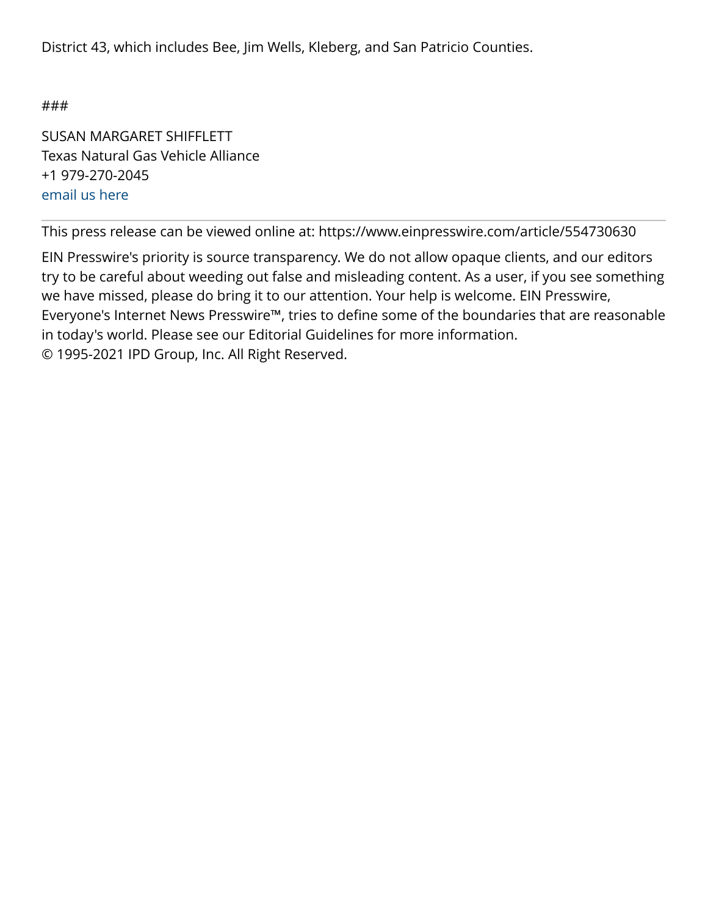District 43, which includes Bee, Jim Wells, Kleberg, and San Patricio Counties.

###

SUSAN MARGARET SHIFFLETT
Texas Natural Gas Vehicle Alliance
+1 979-270-2045
email us here

---

This press release can be viewed online at: https://www.einpresswire.com/article/554730630

EIN Presswire's priority is source transparency. We do not allow opaque clients, and our editors try to be careful about weeding out false and misleading content. As a user, if you see something we have missed, please do bring it to our attention. Your help is welcome. EIN Presswire, Everyone's Internet News Presswire™, tries to define some of the boundaries that are reasonable in today's world. Please see our Editorial Guidelines for more information.
© 1995-2021 IPD Group, Inc. All Right Reserved.